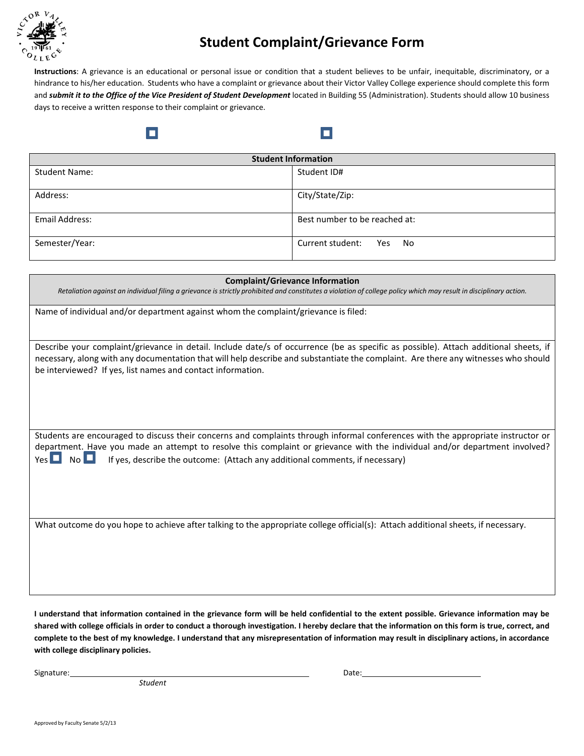# Student Complaint/Grievance Form

**Instructions**: A grievance is an educational or personal issue or condition that a student believes to be unfair, inequitable, discriminatory, or a hindrance to his/her education. Students who have a complaint or grievance about their Victor Valley College experience should complete this form and ***submit it to the Office of the Vice President of Student Development*** located in Building 55 (Administration). Students should allow 10 business days to receive a written response to their complaint or grievance.

☐ ☐

| Student Information | |
|---|---|
| Student Name: | Student ID# |
| Address: | City/State/Zip: |
| Email Address: | Best number to be reached at: |
| Semester/Year: | Current student: Yes No |

| Complaint/Grievance Information<br>*Retaliation against an individual filing a grievance is strictly prohibited and constitutes a violation of college policy which may result in disciplinary action.* |
|---|
| Name of individual and/or department against whom the complaint/grievance is filed: |
| Describe your complaint/grievance in detail. Include date/s of occurrence (be as specific as possible). Attach additional sheets, if necessary, along with any documentation that will help describe and substantiate the complaint. Are there any witnesses who should be interviewed? If yes, list names and contact information. |
| Students are encouraged to discuss their concerns and complaints through informal conferences with the appropriate instructor or department. Have you made an attempt to resolve this complaint or grievance with the individual and/or department involved? Yes ☐ No ☐ If yes, describe the outcome: (Attach any additional comments, if necessary) |
| What outcome do you hope to achieve after talking to the appropriate college official(s): Attach additional sheets, if necessary. |

**I understand that information contained in the grievance form will be held confidential to the extent possible. Grievance information may be shared with college officials in order to conduct a thorough investigation. I hereby declare that the information on this form is true, correct, and complete to the best of my knowledge. I understand that any misrepresentation of information may result in disciplinary actions, in accordance with college disciplinary policies.**

Signature: ______________________________ Date: ____________________
*Student*

Approved by Faculty Senate 5/2/13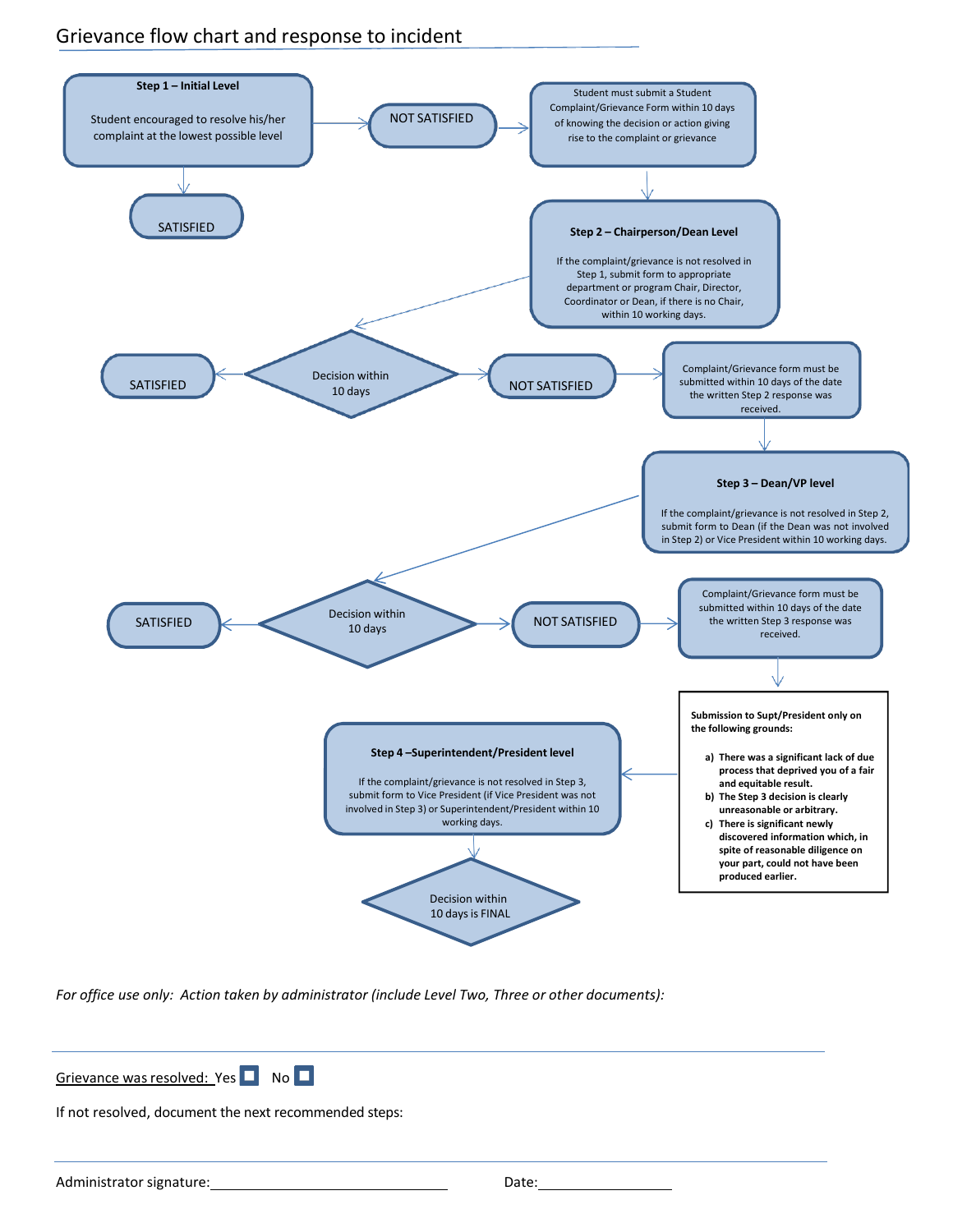## Grievance flow chart and response to incident

**Step 1 – Initial Level**

Student encouraged to resolve his/her complaint at the lowest possible level

SATISFIED

NOT SATISFIED

Student must submit a Student Complaint/Grievance Form within 10 days of knowing the decision or action giving rise to the complaint or grievance

**Step 2 – Chairperson/Dean Level**

If the complaint/grievance is not resolved in Step 1, submit form to appropriate department or program Chair, Director, Coordinator or Dean, if there is no Chair, within 10 working days.

Decision within 10 days

SATISFIED

NOT SATISFIED

Complaint/Grievance form must be submitted within 10 days of the date the written Step 2 response was received.

**Step 3 – Dean/VP level**

If the complaint/grievance is not resolved in Step 2, submit form to Dean (if the Dean was not involved in Step 2) or Vice President within 10 working days.

Decision within 10 days

SATISFIED

NOT SATISFIED

Complaint/Grievance form must be submitted within 10 days of the date the written Step 3 response was received.

**Submission to Supt/President only on the following grounds:**

**a) There was a significant lack of due process that deprived you of a fair and equitable result.**
**b) The Step 3 decision is clearly unreasonable or arbitrary.**
**c) There is significant newly discovered information which, in spite of reasonable diligence on your part, could not have been produced earlier.**

**Step 4 –Superintendent/President level**

If the complaint/grievance is not resolved in Step 3, submit form to Vice President (if Vice President was not involved in Step 3) or Superintendent/President within 10 working days.

Decision within 10 days is FINAL

*For office use only: Action taken by administrator (include Level Two, Three or other documents):*

---

Grievance was resolved: Yes ☐ No ☐

If not resolved, document the next recommended steps:

---

Administrator signature:______________________________ Date:__________________